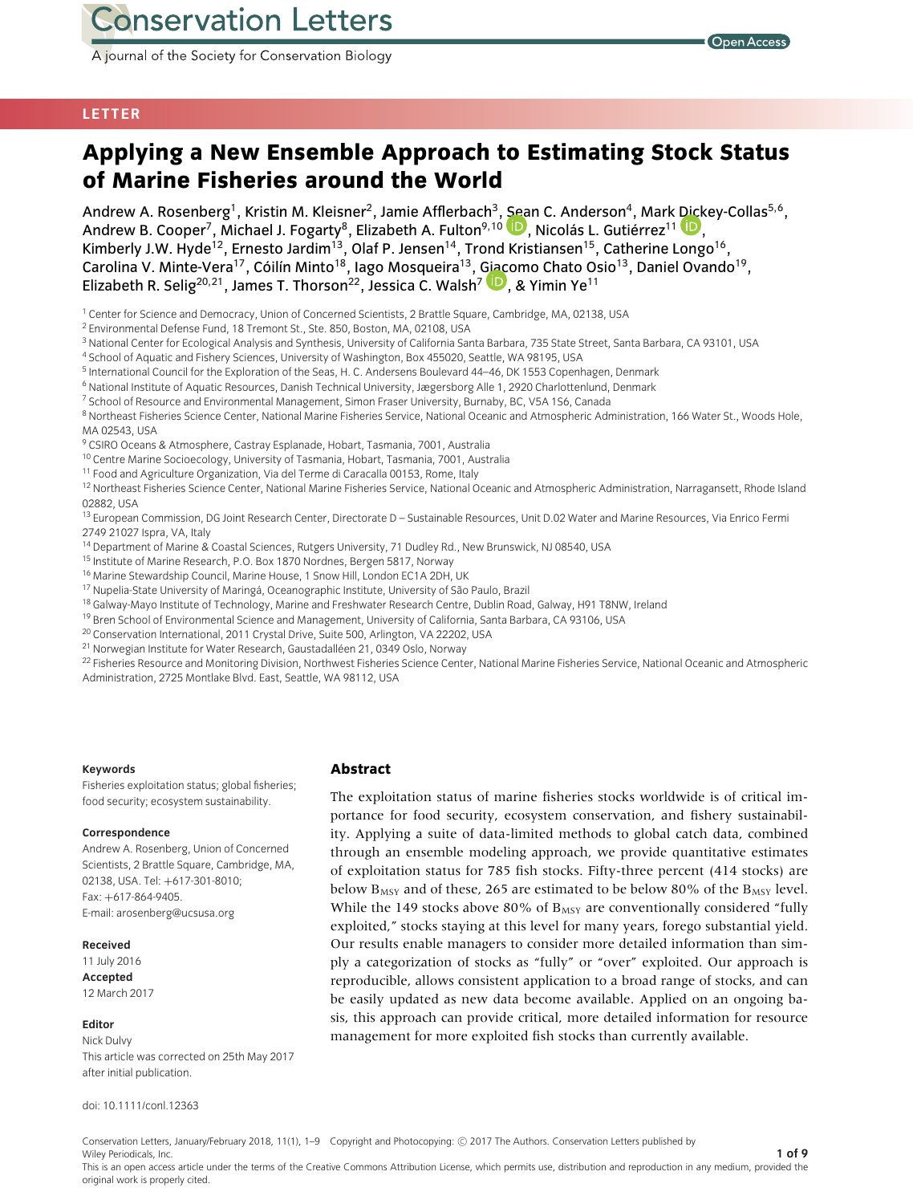LETTER

# Applying a New Ensemble Approach to Estimating Stock Status of Marine Fisheries around the World

Andrew A. Rosenberg[1], Kristin M. Kleisner[2], Jamie Afflerbach[3], Sean C. Anderson[4], Mark Dickey-Collas[5,6], Andrew B. Cooper[7], Michael J. Fogarty[8], Elizabeth A. Fulton[9,10], Nicolás L. Gutiérrez[11], Kimberly J.W. Hyde[12], Ernesto Jardim[13], Olaf P. Jensen[14], Trond Kristiansen[15], Catherine Longo[16], Carolina V. Minte-Vera[17], Cóilín Minto[18], Iago Mosqueira[13], Giacomo Chato Osio[13], Daniel Ovando[19], Elizabeth R. Selig[20,21], James T. Thorson[22], Jessica C. Walsh[7], & Yimin Ye[11]

[1] Center for Science and Democracy, Union of Concerned Scientists, 2 Brattle Square, Cambridge, MA, 02138, USA
[2] Environmental Defense Fund, 18 Tremont St., Ste. 850, Boston, MA, 02108, USA
[3] National Center for Ecological Analysis and Synthesis, University of California Santa Barbara, 735 State Street, Santa Barbara, CA 93101, USA
[4] School of Aquatic and Fishery Sciences, University of Washington, Box 455020, Seattle, WA 98195, USA
[5] International Council for the Exploration of the Seas, H. C. Andersens Boulevard 44–46, DK 1553 Copenhagen, Denmark
[6] National Institute of Aquatic Resources, Danish Technical University, Jægersborg Alle 1, 2920 Charlottenlund, Denmark
[7] School of Resource and Environmental Management, Simon Fraser University, Burnaby, BC, V5A 1S6, Canada
[8] Northeast Fisheries Science Center, National Marine Fisheries Service, National Oceanic and Atmospheric Administration, 166 Water St., Woods Hole, MA 02543, USA
[9] CSIRO Oceans & Atmosphere, Castray Esplanade, Hobart, Tasmania, 7001, Australia
[10] Centre Marine Socioecology, University of Tasmania, Hobart, Tasmania, 7001, Australia
[11] Food and Agriculture Organization, Via del Terme di Caracalla 00153, Rome, Italy
[12] Northeast Fisheries Science Center, National Marine Fisheries Service, National Oceanic and Atmospheric Administration, Narragansett, Rhode Island 02882, USA
[13] European Commission, DG Joint Research Center, Directorate D – Sustainable Resources, Unit D.02 Water and Marine Resources, Via Enrico Fermi 2749 21027 Ispra, VA, Italy
[14] Department of Marine & Coastal Sciences, Rutgers University, 71 Dudley Rd., New Brunswick, NJ 08540, USA
[15] Institute of Marine Research, P.O. Box 1870 Nordnes, Bergen 5817, Norway
[16] Marine Stewardship Council, Marine House, 1 Snow Hill, London EC1A 2DH, UK
[17] Nupelia-State University of Maringá, Oceanographic Institute, University of São Paulo, Brazil
[18] Galway-Mayo Institute of Technology, Marine and Freshwater Research Centre, Dublin Road, Galway, H91 T8NW, Ireland
[19] Bren School of Environmental Science and Management, University of California, Santa Barbara, CA 93106, USA
[20] Conservation International, 2011 Crystal Drive, Suite 500, Arlington, VA 22202, USA
[21] Norwegian Institute for Water Research, Gaustadalléen 21, 0349 Oslo, Norway
[22] Fisheries Resource and Monitoring Division, Northwest Fisheries Science Center, National Marine Fisheries Service, National Oceanic and Atmospheric Administration, 2725 Montlake Blvd. East, Seattle, WA 98112, USA

**Keywords**
Fisheries exploitation status; global fisheries; food security; ecosystem sustainability.

**Correspondence**
Andrew A. Rosenberg, Union of Concerned Scientists, 2 Brattle Square, Cambridge, MA, 02138, USA. Tel: +617-301-8010; Fax: +617-864-9405.
E-mail: arosenberg@ucsusa.org

**Received**
11 July 2016

**Accepted**
12 March 2017

**Editor**
Nick Dulvy
This article was corrected on 25th May 2017 after initial publication.

doi: 10.1111/conl.12363

## Abstract

The exploitation status of marine fisheries stocks worldwide is of critical importance for food security, ecosystem conservation, and fishery sustainability. Applying a suite of data-limited methods to global catch data, combined through an ensemble modeling approach, we provide quantitative estimates of exploitation status for 785 fish stocks. Fifty-three percent (414 stocks) are below $B_{MSY}$ and of these, 265 are estimated to be below 80% of the $B_{MSY}$ level. While the 149 stocks above 80% of $B_{MSY}$ are conventionally considered "fully exploited," stocks staying at this level for many years, forego substantial yield. Our results enable managers to consider more detailed information than simply a categorization of stocks as "fully" or "over" exploited. Our approach is reproducible, allows consistent application to a broad range of stocks, and can be easily updated as new data become available. Applied on an ongoing basis, this approach can provide critical, more detailed information for resource management for more exploited fish stocks than currently available.

Conservation Letters, January/February 2018, 11(1), 1–9 Copyright and Photocopying: © 2017 The Authors. Conservation Letters published by Wiley Periodicals, Inc.
This is an open access article under the terms of the Creative Commons Attribution License, which permits use, distribution and reproduction in any medium, provided the original work is properly cited.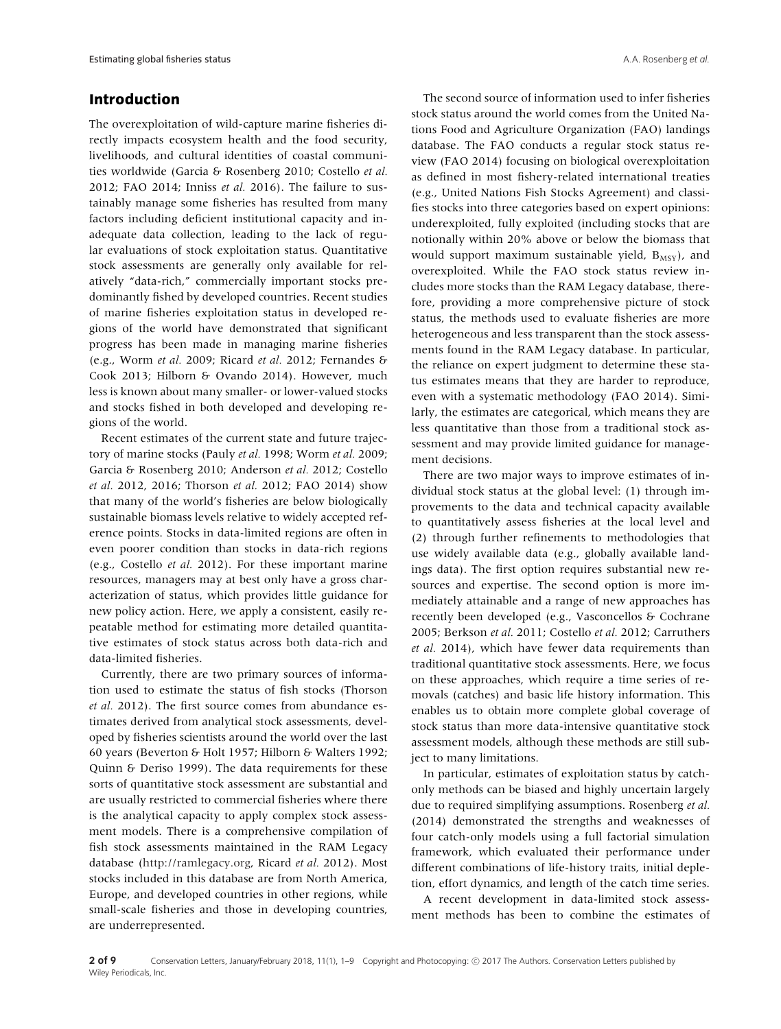## Introduction

The overexploitation of wild-capture marine fisheries directly impacts ecosystem health and the food security, livelihoods, and cultural identities of coastal communities worldwide (Garcia & Rosenberg 2010; Costello *et al.* 2012; FAO 2014; Inniss *et al.* 2016). The failure to sustainably manage some fisheries has resulted from many factors including deficient institutional capacity and inadequate data collection, leading to the lack of regular evaluations of stock exploitation status. Quantitative stock assessments are generally only available for relatively "data-rich," commercially important stocks predominantly fished by developed countries. Recent studies of marine fisheries exploitation status in developed regions of the world have demonstrated that significant progress has been made in managing marine fisheries (e.g., Worm *et al.* 2009; Ricard *et al.* 2012; Fernandes & Cook 2013; Hilborn & Ovando 2014). However, much less is known about many smaller- or lower-valued stocks and stocks fished in both developed and developing regions of the world.

Recent estimates of the current state and future trajectory of marine stocks (Pauly *et al.* 1998; Worm *et al.* 2009; Garcia & Rosenberg 2010; Anderson *et al.* 2012; Costello *et al.* 2012, 2016; Thorson *et al.* 2012; FAO 2014) show that many of the world's fisheries are below biologically sustainable biomass levels relative to widely accepted reference points. Stocks in data-limited regions are often in even poorer condition than stocks in data-rich regions (e.g., Costello *et al.* 2012). For these important marine resources, managers may at best only have a gross characterization of status, which provides little guidance for new policy action. Here, we apply a consistent, easily repeatable method for estimating more detailed quantitative estimates of stock status across both data-rich and data-limited fisheries.

Currently, there are two primary sources of information used to estimate the status of fish stocks (Thorson *et al.* 2012). The first source comes from abundance estimates derived from analytical stock assessments, developed by fisheries scientists around the world over the last 60 years (Beverton & Holt 1957; Hilborn & Walters 1992; Quinn & Deriso 1999). The data requirements for these sorts of quantitative stock assessment are substantial and are usually restricted to commercial fisheries where there is the analytical capacity to apply complex stock assessment models. There is a comprehensive compilation of fish stock assessments maintained in the RAM Legacy database (http://ramlegacy.org, Ricard *et al.* 2012). Most stocks included in this database are from North America, Europe, and developed countries in other regions, while small-scale fisheries and those in developing countries, are underrepresented.

The second source of information used to infer fisheries stock status around the world comes from the United Nations Food and Agriculture Organization (FAO) landings database. The FAO conducts a regular stock status review (FAO 2014) focusing on biological overexploitation as defined in most fishery-related international treaties (e.g., United Nations Fish Stocks Agreement) and classifies stocks into three categories based on expert opinions: underexploited, fully exploited (including stocks that are notionally within 20% above or below the biomass that would support maximum sustainable yield, $B_{MSY}$), and overexploited. While the FAO stock status review includes more stocks than the RAM Legacy database, therefore, providing a more comprehensive picture of stock status, the methods used to evaluate fisheries are more heterogeneous and less transparent than the stock assessments found in the RAM Legacy database. In particular, the reliance on expert judgment to determine these status estimates means that they are harder to reproduce, even with a systematic methodology (FAO 2014). Similarly, the estimates are categorical, which means they are less quantitative than those from a traditional stock assessment and may provide limited guidance for management decisions.

There are two major ways to improve estimates of individual stock status at the global level: (1) through improvements to the data and technical capacity available to quantitatively assess fisheries at the local level and (2) through further refinements to methodologies that use widely available data (e.g., globally available landings data). The first option requires substantial new resources and expertise. The second option is more immediately attainable and a range of new approaches has recently been developed (e.g., Vasconcellos & Cochrane 2005; Berkson *et al.* 2011; Costello *et al.* 2012; Carruthers *et al.* 2014), which have fewer data requirements than traditional quantitative stock assessments. Here, we focus on these approaches, which require a time series of removals (catches) and basic life history information. This enables us to obtain more complete global coverage of stock status than more data-intensive quantitative stock assessment models, although these methods are still subject to many limitations.

In particular, estimates of exploitation status by catch-only methods can be biased and highly uncertain largely due to required simplifying assumptions. Rosenberg *et al.* (2014) demonstrated the strengths and weaknesses of four catch-only models using a full factorial simulation framework, which evaluated their performance under different combinations of life-history traits, initial depletion, effort dynamics, and length of the catch time series.

A recent development in data-limited stock assessment methods has been to combine the estimates of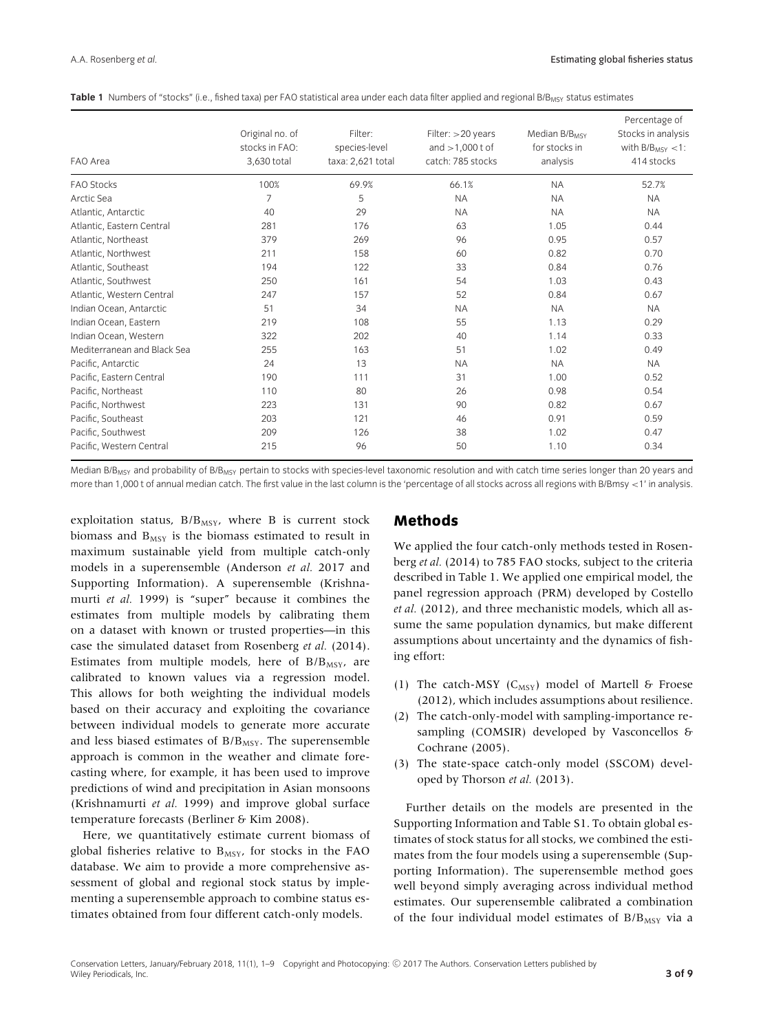**Table 1** Numbers of "stocks" (i.e., fished taxa) per FAO statistical area under each data filter applied and regional $B/B_{MSY}$ status estimates

| FAO Area | Original no. of stocks in FAO: 3,630 total | Filter: species-level taxa: 2,621 total | Filter: >20 years and >1,000 t of catch: 785 stocks | Median $B/B_{MSY}$ for stocks in analysis | Percentage of Stocks in analysis with $B/B_{MSY}$ <1: 414 stocks |
|---|---|---|---|---|---|
| FAO Stocks | 100% | 69.9% | 66.1% | NA | 52.7% |
| Arctic Sea | 7 | 5 | NA | NA | NA |
| Atlantic, Antarctic | 40 | 29 | NA | NA | NA |
| Atlantic, Eastern Central | 281 | 176 | 63 | 1.05 | 0.44 |
| Atlantic, Northeast | 379 | 269 | 96 | 0.95 | 0.57 |
| Atlantic, Northwest | 211 | 158 | 60 | 0.82 | 0.70 |
| Atlantic, Southeast | 194 | 122 | 33 | 0.84 | 0.76 |
| Atlantic, Southwest | 250 | 161 | 54 | 1.03 | 0.43 |
| Atlantic, Western Central | 247 | 157 | 52 | 0.84 | 0.67 |
| Indian Ocean, Antarctic | 51 | 34 | NA | NA | NA |
| Indian Ocean, Eastern | 219 | 108 | 55 | 1.13 | 0.29 |
| Indian Ocean, Western | 322 | 202 | 40 | 1.14 | 0.33 |
| Mediterranean and Black Sea | 255 | 163 | 51 | 1.02 | 0.49 |
| Pacific, Antarctic | 24 | 13 | NA | NA | NA |
| Pacific, Eastern Central | 190 | 111 | 31 | 1.00 | 0.52 |
| Pacific, Northeast | 110 | 80 | 26 | 0.98 | 0.54 |
| Pacific, Northwest | 223 | 131 | 90 | 0.82 | 0.67 |
| Pacific, Southeast | 203 | 121 | 46 | 0.91 | 0.59 |
| Pacific, Southwest | 209 | 126 | 38 | 1.02 | 0.47 |
| Pacific, Western Central | 215 | 96 | 50 | 1.10 | 0.34 |

Median $B/B_{MSY}$ and probability of $B/B_{MSY}$ pertain to stocks with species-level taxonomic resolution and with catch time series longer than 20 years and more than 1,000 t of annual median catch. The first value in the last column is the 'percentage of all stocks across all regions with $B/B_{msy}$ <1' in analysis.

exploitation status, $B/B_{MSY}$, where B is current stock biomass and $B_{MSY}$ is the biomass estimated to result in maximum sustainable yield from multiple catch-only models in a superensemble (Anderson *et al.* 2017 and Supporting Information). A superensemble (Krishnamurti *et al.* 1999) is "super" because it combines the estimates from multiple models by calibrating them on a dataset with known or trusted properties—in this case the simulated dataset from Rosenberg *et al.* (2014). Estimates from multiple models, here of $B/B_{MSY}$, are calibrated to known values via a regression model. This allows for both weighting the individual models based on their accuracy and exploiting the covariance between individual models to generate more accurate and less biased estimates of $B/B_{MSY}$. The superensemble approach is common in the weather and climate forecasting where, for example, it has been used to improve predictions of wind and precipitation in Asian monsoons (Krishnamurti *et al.* 1999) and improve global surface temperature forecasts (Berliner & Kim 2008).

Here, we quantitatively estimate current biomass of global fisheries relative to $B_{MSY}$, for stocks in the FAO database. We aim to provide a more comprehensive assessment of global and regional stock status by implementing a superensemble approach to combine status estimates obtained from four different catch-only models.

## Methods

We applied the four catch-only methods tested in Rosenberg *et al.* (2014) to 785 FAO stocks, subject to the criteria described in Table 1. We applied one empirical model, the panel regression approach (PRM) developed by Costello *et al.* (2012), and three mechanistic models, which all assume the same population dynamics, but make different assumptions about uncertainty and the dynamics of fishing effort:

1. The catch-MSY ($C_{MSY}$) model of Martell & Froese (2012), which includes assumptions about resilience.
2. The catch-only-model with sampling-importance resampling (COMSIR) developed by Vasconcellos & Cochrane (2005).
3. The state-space catch-only model (SSCOM) developed by Thorson *et al.* (2013).

Further details on the models are presented in the Supporting Information and Table S1. To obtain global estimates of stock status for all stocks, we combined the estimates from the four models using a superensemble (Supporting Information). The superensemble method goes well beyond simply averaging across individual method estimates. Our superensemble calibrated a combination of the four individual model estimates of $B/B_{MSY}$ via a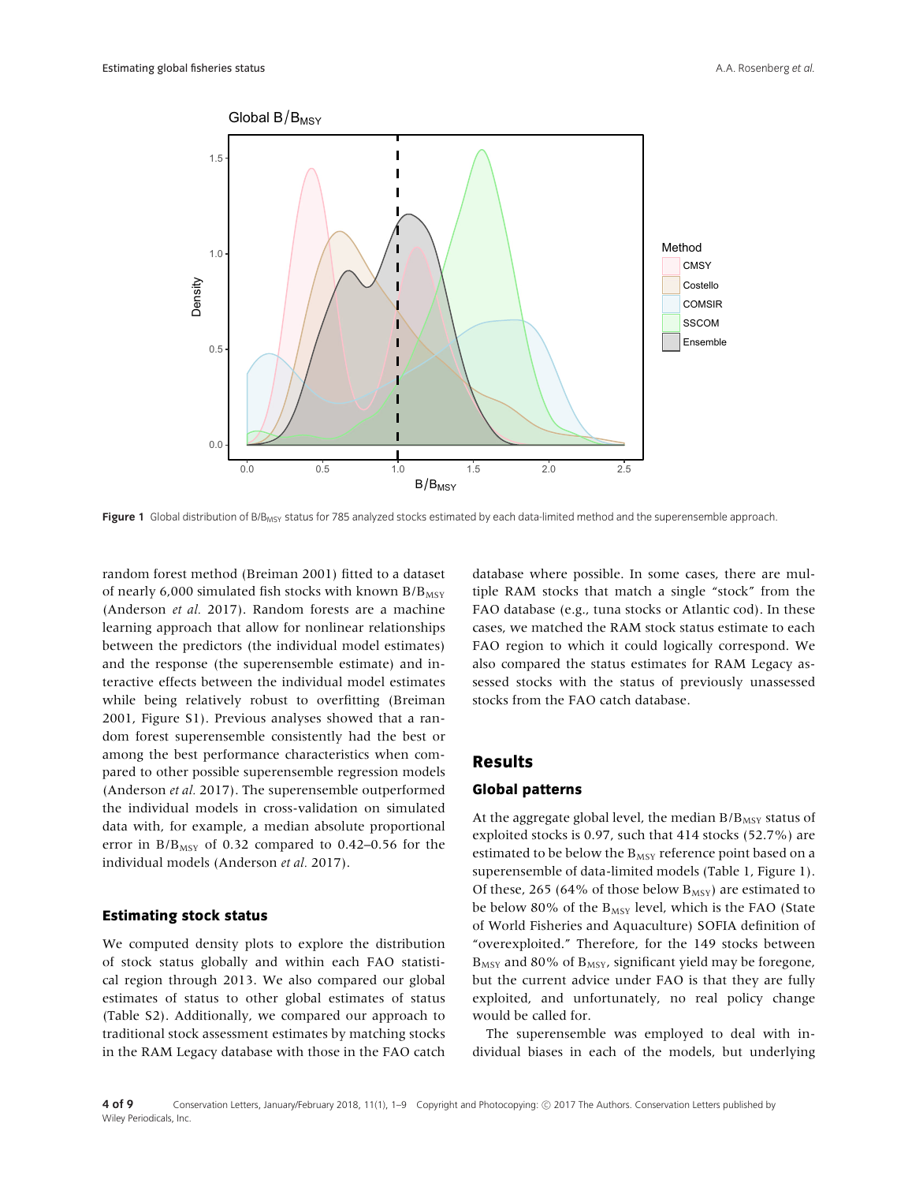**Figure 1** Global distribution of $B/B_{MSY}$ status for 785 analyzed stocks estimated by each data-limited method and the superensemble approach.

random forest method (Breiman 2001) fitted to a dataset of nearly 6,000 simulated fish stocks with known $B/B_{MSY}$ (Anderson *et al.* 2017). Random forests are a machine learning approach that allow for nonlinear relationships between the predictors (the individual model estimates) and the response (the superensemble estimate) and interactive effects between the individual model estimates while being relatively robust to overfitting (Breiman 2001, Figure S1). Previous analyses showed that a random forest superensemble consistently had the best or among the best performance characteristics when compared to other possible superensemble regression models (Anderson *et al.* 2017). The superensemble outperformed the individual models in cross-validation on simulated data with, for example, a median absolute proportional error in $B/B_{MSY}$ of 0.32 compared to 0.42–0.56 for the individual models (Anderson *et al.* 2017).

### Estimating stock status

We computed density plots to explore the distribution of stock status globally and within each FAO statistical region through 2013. We also compared our global estimates of status to other global estimates of status (Table S2). Additionally, we compared our approach to traditional stock assessment estimates by matching stocks in the RAM Legacy database with those in the FAO catch database where possible. In some cases, there are multiple RAM stocks that match a single "stock" from the FAO database (e.g., tuna stocks or Atlantic cod). In these cases, we matched the RAM stock status estimate to each FAO region to which it could logically correspond. We also compared the status estimates for RAM Legacy assessed stocks with the status of previously unassessed stocks from the FAO catch database.

## Results

### Global patterns

At the aggregate global level, the median $B/B_{MSY}$ status of exploited stocks is 0.97, such that 414 stocks (52.7%) are estimated to be below the $B_{MSY}$ reference point based on a superensemble of data-limited models (Table 1, Figure 1). Of these, 265 (64% of those below $B_{MSY}$) are estimated to be below 80% of the $B_{MSY}$ level, which is the FAO (State of World Fisheries and Aquaculture) SOFIA definition of "overexploited." Therefore, for the 149 stocks between $B_{MSY}$ and 80% of $B_{MSY}$, significant yield may be foregone, but the current advice under FAO is that they are fully exploited, and unfortunately, no real policy change would be called for.

The superensemble was employed to deal with individual biases in each of the models, but underlying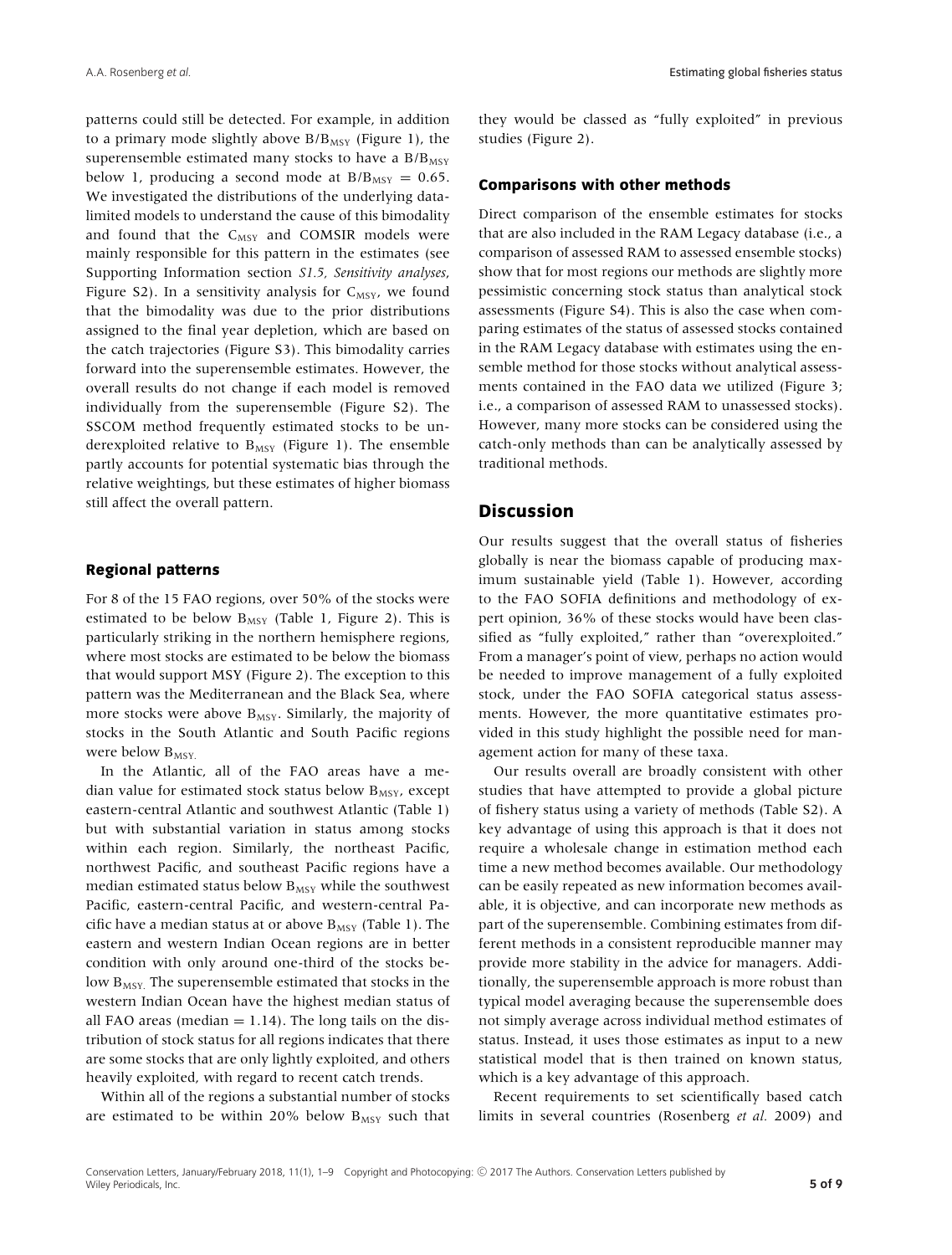patterns could still be detected. For example, in addition to a primary mode slightly above $B/B_{MSY}$ (Figure 1), the superensemble estimated many stocks to have a $B/B_{MSY}$ below 1, producing a second mode at $B/B_{MSY} = 0.65$. We investigated the distributions of the underlying data-limited models to understand the cause of this bimodality and found that the $C_{MSY}$ and COMSIR models were mainly responsible for this pattern in the estimates (see Supporting Information section *S1.5, Sensitivity analyses*, Figure S2). In a sensitivity analysis for $C_{MSY}$, we found that the bimodality was due to the prior distributions assigned to the final year depletion, which are based on the catch trajectories (Figure S3). This bimodality carries forward into the superensemble estimates. However, the overall results do not change if each model is removed individually from the superensemble (Figure S2). The SSCOM method frequently estimated stocks to be underexploited relative to $B_{MSY}$ (Figure 1). The ensemble partly accounts for potential systematic bias through the relative weightings, but these estimates of higher biomass still affect the overall pattern.

### Regional patterns

For 8 of the 15 FAO regions, over 50% of the stocks were estimated to be below $B_{MSY}$ (Table 1, Figure 2). This is particularly striking in the northern hemisphere regions, where most stocks are estimated to be below the biomass that would support MSY (Figure 2). The exception to this pattern was the Mediterranean and the Black Sea, where more stocks were above $B_{MSY}$. Similarly, the majority of stocks in the South Atlantic and South Pacific regions were below $B_{MSY}$.

In the Atlantic, all of the FAO areas have a median value for estimated stock status below $B_{MSY}$, except eastern-central Atlantic and southwest Atlantic (Table 1) but with substantial variation in status among stocks within each region. Similarly, the northeast Pacific, northwest Pacific, and southeast Pacific regions have a median estimated status below $B_{MSY}$ while the southwest Pacific, eastern-central Pacific, and western-central Pacific have a median status at or above $B_{MSY}$ (Table 1). The eastern and western Indian Ocean regions are in better condition with only around one-third of the stocks below $B_{MSY}$. The superensemble estimated that stocks in the western Indian Ocean have the highest median status of all FAO areas (median = 1.14). The long tails on the distribution of stock status for all regions indicates that there are some stocks that are only lightly exploited, and others heavily exploited, with regard to recent catch trends.

Within all of the regions a substantial number of stocks are estimated to be within 20% below $B_{MSY}$ such that they would be classed as "fully exploited" in previous studies (Figure 2).

### Comparisons with other methods

Direct comparison of the ensemble estimates for stocks that are also included in the RAM Legacy database (i.e., a comparison of assessed RAM to assessed ensemble stocks) show that for most regions our methods are slightly more pessimistic concerning stock status than analytical stock assessments (Figure S4). This is also the case when comparing estimates of the status of assessed stocks contained in the RAM Legacy database with estimates using the ensemble method for those stocks without analytical assessments contained in the FAO data we utilized (Figure 3; i.e., a comparison of assessed RAM to unassessed stocks). However, many more stocks can be considered using the catch-only methods than can be analytically assessed by traditional methods.

## Discussion

Our results suggest that the overall status of fisheries globally is near the biomass capable of producing maximum sustainable yield (Table 1). However, according to the FAO SOFIA definitions and methodology of expert opinion, 36% of these stocks would have been classified as "fully exploited," rather than "overexploited." From a manager's point of view, perhaps no action would be needed to improve management of a fully exploited stock, under the FAO SOFIA categorical status assessments. However, the more quantitative estimates provided in this study highlight the possible need for management action for many of these taxa.

Our results overall are broadly consistent with other studies that have attempted to provide a global picture of fishery status using a variety of methods (Table S2). A key advantage of using this approach is that it does not require a wholesale change in estimation method each time a new method becomes available. Our methodology can be easily repeated as new information becomes available, it is objective, and can incorporate new methods as part of the superensemble. Combining estimates from different methods in a consistent reproducible manner may provide more stability in the advice for managers. Additionally, the superensemble approach is more robust than typical model averaging because the superensemble does not simply average across individual method estimates of status. Instead, it uses those estimates as input to a new statistical model that is then trained on known status, which is a key advantage of this approach.

Recent requirements to set scientifically based catch limits in several countries (Rosenberg *et al.* 2009) and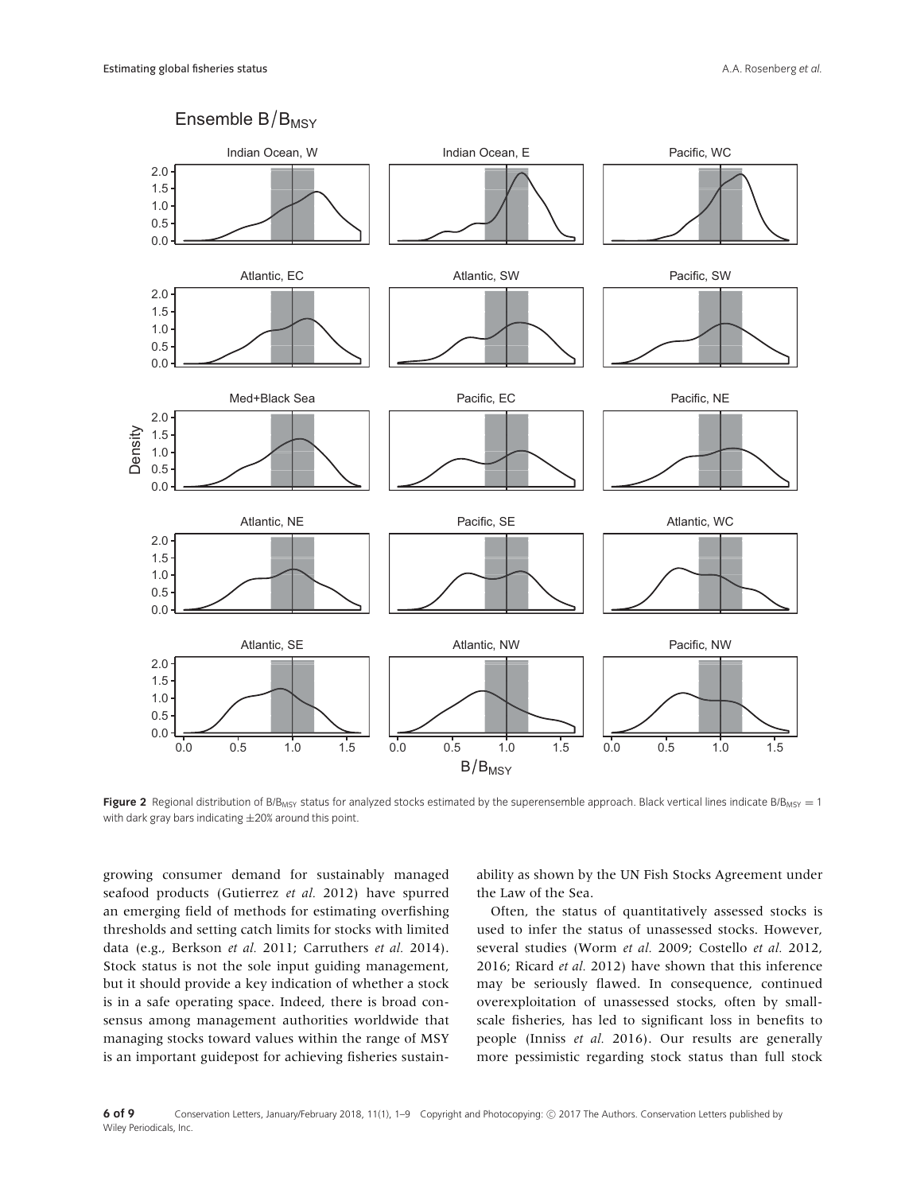Figure 2 Regional distribution of $B/B_{MSY}$ status for analyzed stocks estimated by the superensemble approach. Black vertical lines indicate $B/B_{MSY} = 1$ with dark gray bars indicating ±20% around this point.

growing consumer demand for sustainably managed seafood products (Gutierrez *et al.* 2012) have spurred an emerging field of methods for estimating overfishing thresholds and setting catch limits for stocks with limited data (e.g., Berkson *et al.* 2011; Carruthers *et al.* 2014). Stock status is not the sole input guiding management, but it should provide a key indication of whether a stock is in a safe operating space. Indeed, there is broad consensus among management authorities worldwide that managing stocks toward values within the range of MSY is an important guidepost for achieving fisheries sustainability as shown by the UN Fish Stocks Agreement under the Law of the Sea.

Often, the status of quantitatively assessed stocks is used to infer the status of unassessed stocks. However, several studies (Worm *et al.* 2009; Costello *et al.* 2012, 2016; Ricard *et al.* 2012) have shown that this inference may be seriously flawed. In consequence, continued overexploitation of unassessed stocks, often by small-scale fisheries, has led to significant loss in benefits to people (Inniss *et al.* 2016). Our results are generally more pessimistic regarding stock status than full stock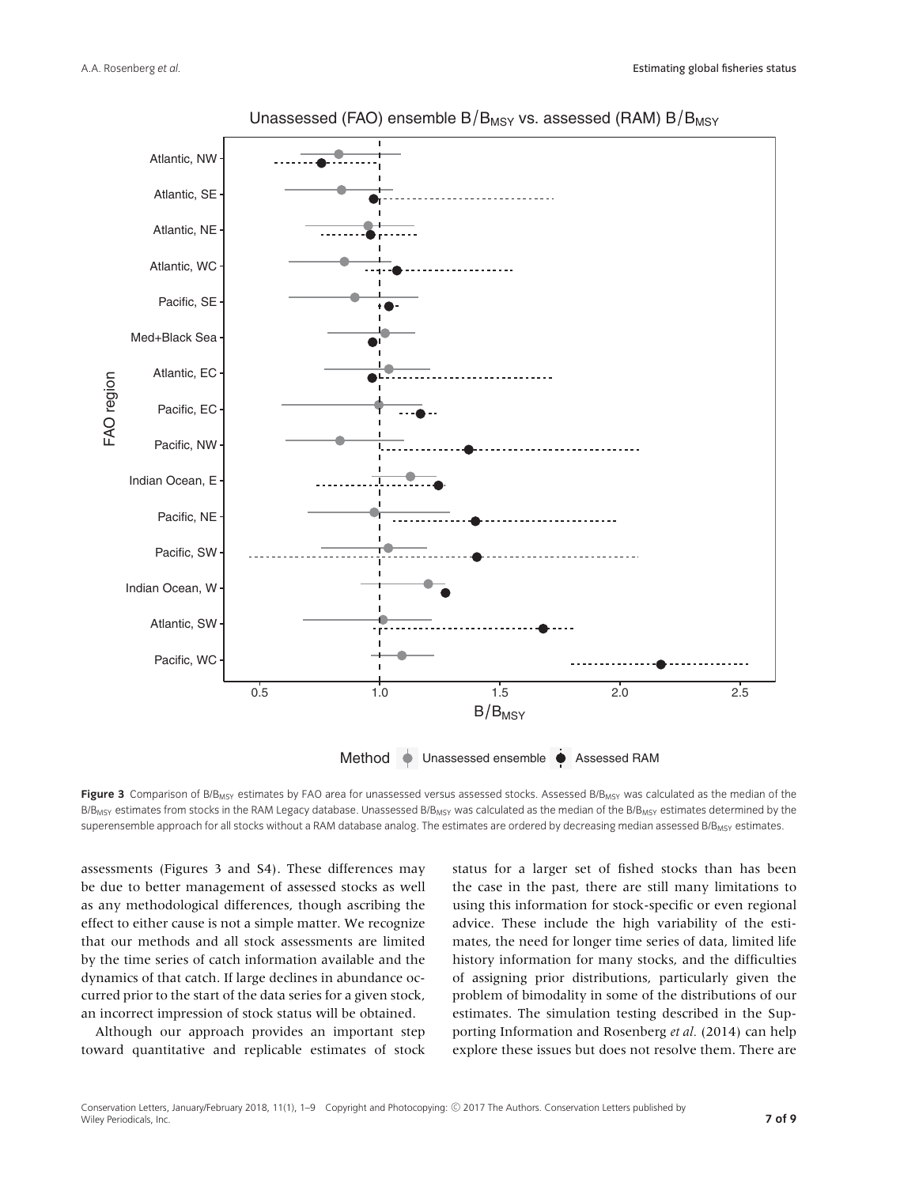**Figure 3** Comparison of $B/B_{MSY}$ estimates by FAO area for unassessed versus assessed stocks. Assessed $B/B_{MSY}$ was calculated as the median of the $B/B_{MSY}$ estimates from stocks in the RAM Legacy database. Unassessed $B/B_{MSY}$ was calculated as the median of the $B/B_{MSY}$ estimates determined by the superensemble approach for all stocks without a RAM database analog. The estimates are ordered by decreasing median assessed $B/B_{MSY}$ estimates.

assessments (Figures 3 and S4). These differences may be due to better management of assessed stocks as well as any methodological differences, though ascribing the effect to either cause is not a simple matter. We recognize that our methods and all stock assessments are limited by the time series of catch information available and the dynamics of that catch. If large declines in abundance occurred prior to the start of the data series for a given stock, an incorrect impression of stock status will be obtained.

Although our approach provides an important step toward quantitative and replicable estimates of stock status for a larger set of fished stocks than has been the case in the past, there are still many limitations to using this information for stock-specific or even regional advice. These include the high variability of the estimates, the need for longer time series of data, limited life history information for many stocks, and the difficulties of assigning prior distributions, particularly given the problem of bimodality in some of the distributions of our estimates. The simulation testing described in the Supporting Information and Rosenberg *et al.* (2014) can help explore these issues but does not resolve them. There are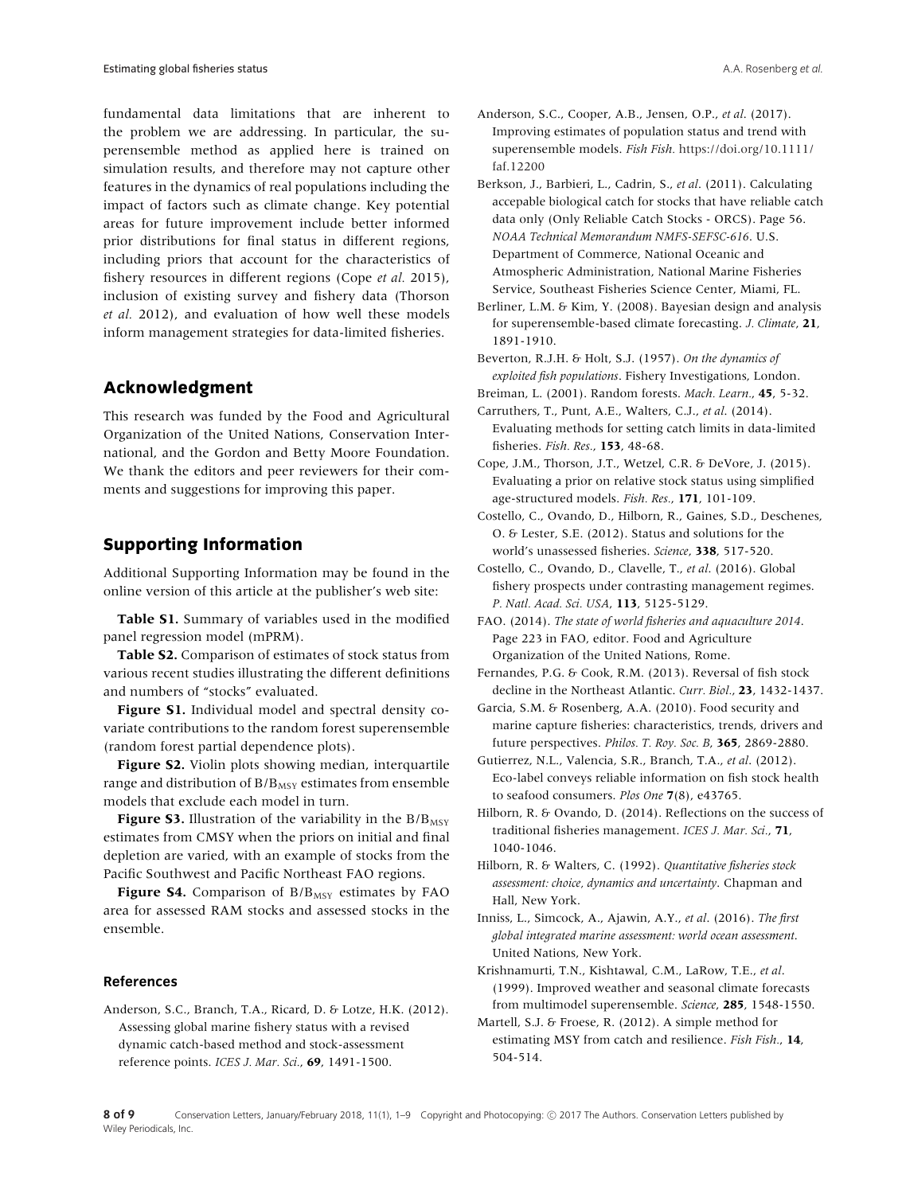fundamental data limitations that are inherent to the problem we are addressing. In particular, the superensemble method as applied here is trained on simulation results, and therefore may not capture other features in the dynamics of real populations including the impact of factors such as climate change. Key potential areas for future improvement include better informed prior distributions for final status in different regions, including priors that account for the characteristics of fishery resources in different regions (Cope *et al.* 2015), inclusion of existing survey and fishery data (Thorson *et al.* 2012), and evaluation of how well these models inform management strategies for data-limited fisheries.

## Acknowledgment

This research was funded by the Food and Agricultural Organization of the United Nations, Conservation International, and the Gordon and Betty Moore Foundation. We thank the editors and peer reviewers for their comments and suggestions for improving this paper.

## Supporting Information

Additional Supporting Information may be found in the online version of this article at the publisher's web site:

**Table S1.** Summary of variables used in the modified panel regression model (mPRM).

**Table S2.** Comparison of estimates of stock status from various recent studies illustrating the different definitions and numbers of "stocks" evaluated.

**Figure S1.** Individual model and spectral density covariate contributions to the random forest superensemble (random forest partial dependence plots).

**Figure S2.** Violin plots showing median, interquartile range and distribution of $B/B_{MSY}$ estimates from ensemble models that exclude each model in turn.

**Figure S3.** Illustration of the variability in the $B/B_{MSY}$ estimates from CMSY when the priors on initial and final depletion are varied, with an example of stocks from the Pacific Southwest and Pacific Northeast FAO regions.

**Figure S4.** Comparison of $B/B_{MSY}$ estimates by FAO area for assessed RAM stocks and assessed stocks in the ensemble.

### References

Anderson, S.C., Branch, T.A., Ricard, D. & Lotze, H.K. (2012). Assessing global marine fishery status with a revised dynamic catch-based method and stock-assessment reference points. *ICES J. Mar. Sci.*, **69**, 1491-1500.

Anderson, S.C., Cooper, A.B., Jensen, O.P., *et al.* (2017). Improving estimates of population status and trend with superensemble models. *Fish Fish.* https://doi.org/10.1111/faf.12200

Berkson, J., Barbieri, L., Cadrin, S., *et al.* (2011). Calculating accepable biological catch for stocks that have reliable catch data only (Only Reliable Catch Stocks - ORCS). Page 56. *NOAA Technical Memorandum NMFS-SEFSC-616*. U.S. Department of Commerce, National Oceanic and Atmospheric Administration, National Marine Fisheries Service, Southeast Fisheries Science Center, Miami, FL.

Berliner, L.M. & Kim, Y. (2008). Bayesian design and analysis for superensemble-based climate forecasting. *J. Climate*, **21**, 1891-1910.

Beverton, R.J.H. & Holt, S.J. (1957). *On the dynamics of exploited fish populations*. Fishery Investigations, London.

Breiman, L. (2001). Random forests. *Mach. Learn.*, **45**, 5-32.

Carruthers, T., Punt, A.E., Walters, C.J., *et al.* (2014). Evaluating methods for setting catch limits in data-limited fisheries. *Fish. Res.*, **153**, 48-68.

Cope, J.M., Thorson, J.T., Wetzel, C.R. & DeVore, J. (2015). Evaluating a prior on relative stock status using simplified age-structured models. *Fish. Res.*, **171**, 101-109.

Costello, C., Ovando, D., Hilborn, R., Gaines, S.D., Deschenes, O. & Lester, S.E. (2012). Status and solutions for the world's unassessed fisheries. *Science*, **338**, 517-520.

Costello, C., Ovando, D., Clavelle, T., *et al.* (2016). Global fishery prospects under contrasting management regimes. *P. Natl. Acad. Sci. USA*, **113**, 5125-5129.

FAO. (2014). *The state of world fisheries and aquaculture 2014*. Page 223 in FAO, editor. Food and Agriculture Organization of the United Nations, Rome.

Fernandes, P.G. & Cook, R.M. (2013). Reversal of fish stock decline in the Northeast Atlantic. *Curr. Biol.*, **23**, 1432-1437.

Garcia, S.M. & Rosenberg, A.A. (2010). Food security and marine capture fisheries: characteristics, trends, drivers and future perspectives. *Philos. T. Roy. Soc. B*, **365**, 2869-2880.

Gutierrez, N.L., Valencia, S.R., Branch, T.A., *et al.* (2012). Eco-label conveys reliable information on fish stock health to seafood consumers. *Plos One* **7**(8), e43765.

Hilborn, R. & Ovando, D. (2014). Reflections on the success of traditional fisheries management. *ICES J. Mar. Sci.*, **71**, 1040-1046.

Hilborn, R. & Walters, C. (1992). *Quantitative fisheries stock assessment: choice, dynamics and uncertainty*. Chapman and Hall, New York.

Inniss, L., Simcock, A., Ajawin, A.Y., *et al.* (2016). *The first global integrated marine assessment: world ocean assessment*. United Nations, New York.

Krishnamurti, T.N., Kishtawal, C.M., LaRow, T.E., *et al.* (1999). Improved weather and seasonal climate forecasts from multimodel superensemble. *Science*, **285**, 1548-1550.

Martell, S.J. & Froese, R. (2012). A simple method for estimating MSY from catch and resilience. *Fish Fish.*, **14**, 504-514.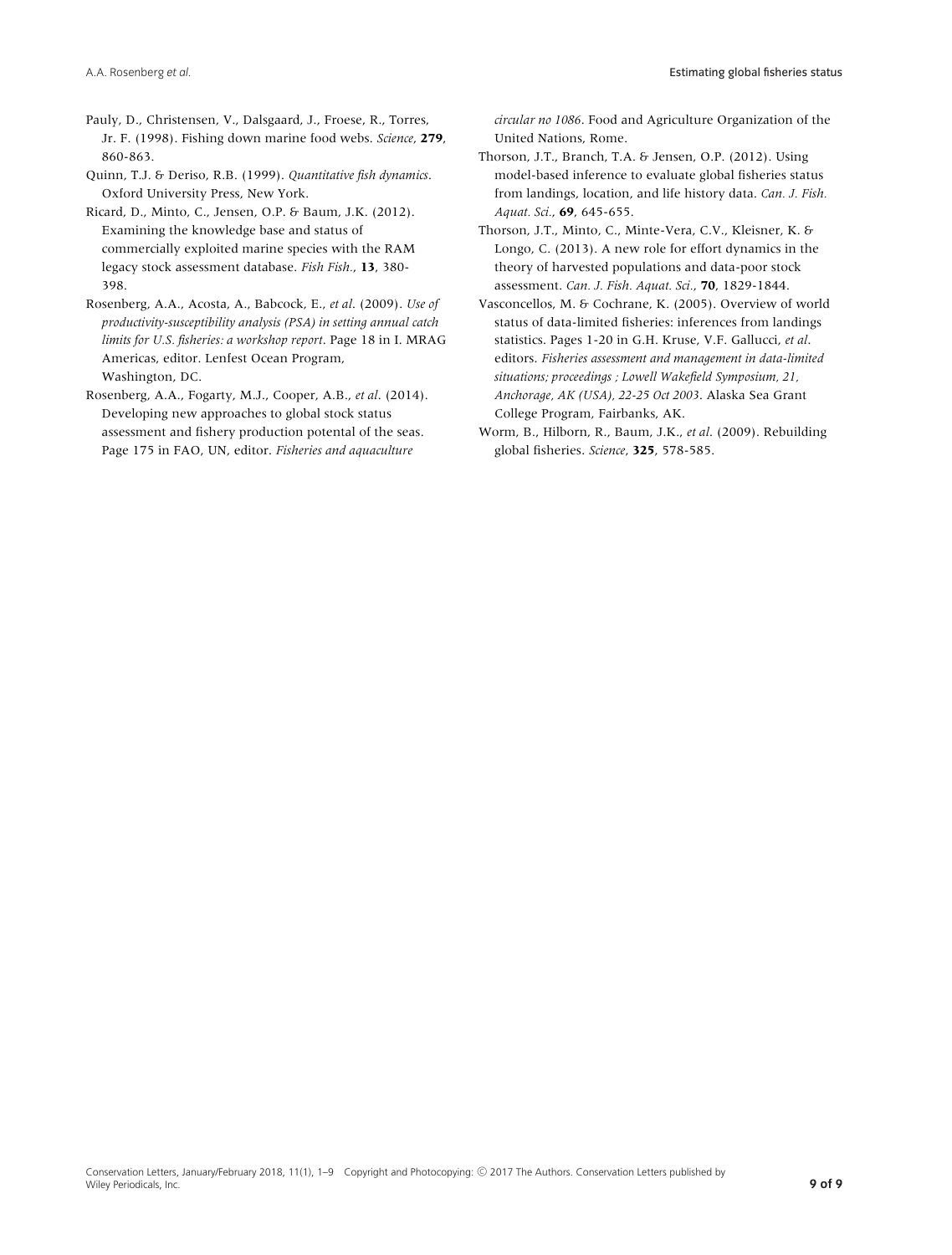Pauly, D., Christensen, V., Dalsgaard, J., Froese, R., Torres, Jr. F. (1998). Fishing down marine food webs. *Science*, **279**, 860-863.

Quinn, T.J. & Deriso, R.B. (1999). *Quantitative fish dynamics*. Oxford University Press, New York.

Ricard, D., Minto, C., Jensen, O.P. & Baum, J.K. (2012). Examining the knowledge base and status of commercially exploited marine species with the RAM legacy stock assessment database. *Fish Fish.*, **13**, 380-398.

Rosenberg, A.A., Acosta, A., Babcock, E., *et al*. (2009). *Use of productivity-susceptibility analysis (PSA) in setting annual catch limits for U.S. fisheries: a workshop report*. Page 18 in I. MRAG Americas, editor. Lenfest Ocean Program, Washington, DC.

Rosenberg, A.A., Fogarty, M.J., Cooper, A.B., *et al*. (2014). Developing new approaches to global stock status assessment and fishery production potental of the seas. Page 175 in FAO, UN, editor. *Fisheries and aquaculture circular no 1086*. Food and Agriculture Organization of the United Nations, Rome.

Thorson, J.T., Branch, T.A. & Jensen, O.P. (2012). Using model-based inference to evaluate global fisheries status from landings, location, and life history data. *Can. J. Fish. Aquat. Sci.*, **69**, 645-655.

Thorson, J.T., Minto, C., Minte-Vera, C.V., Kleisner, K. & Longo, C. (2013). A new role for effort dynamics in the theory of harvested populations and data-poor stock assessment. *Can. J. Fish. Aquat. Sci.*, **70**, 1829-1844.

Vasconcellos, M. & Cochrane, K. (2005). Overview of world status of data-limited fisheries: inferences from landings statistics. Pages 1-20 in G.H. Kruse, V.F. Gallucci, *et al*. editors. *Fisheries assessment and management in data-limited situations; proceedings ; Lowell Wakefield Symposium, 21, Anchorage, AK (USA), 22-25 Oct 2003*. Alaska Sea Grant College Program, Fairbanks, AK.

Worm, B., Hilborn, R., Baum, J.K., *et al*. (2009). Rebuilding global fisheries. *Science*, **325**, 578-585.